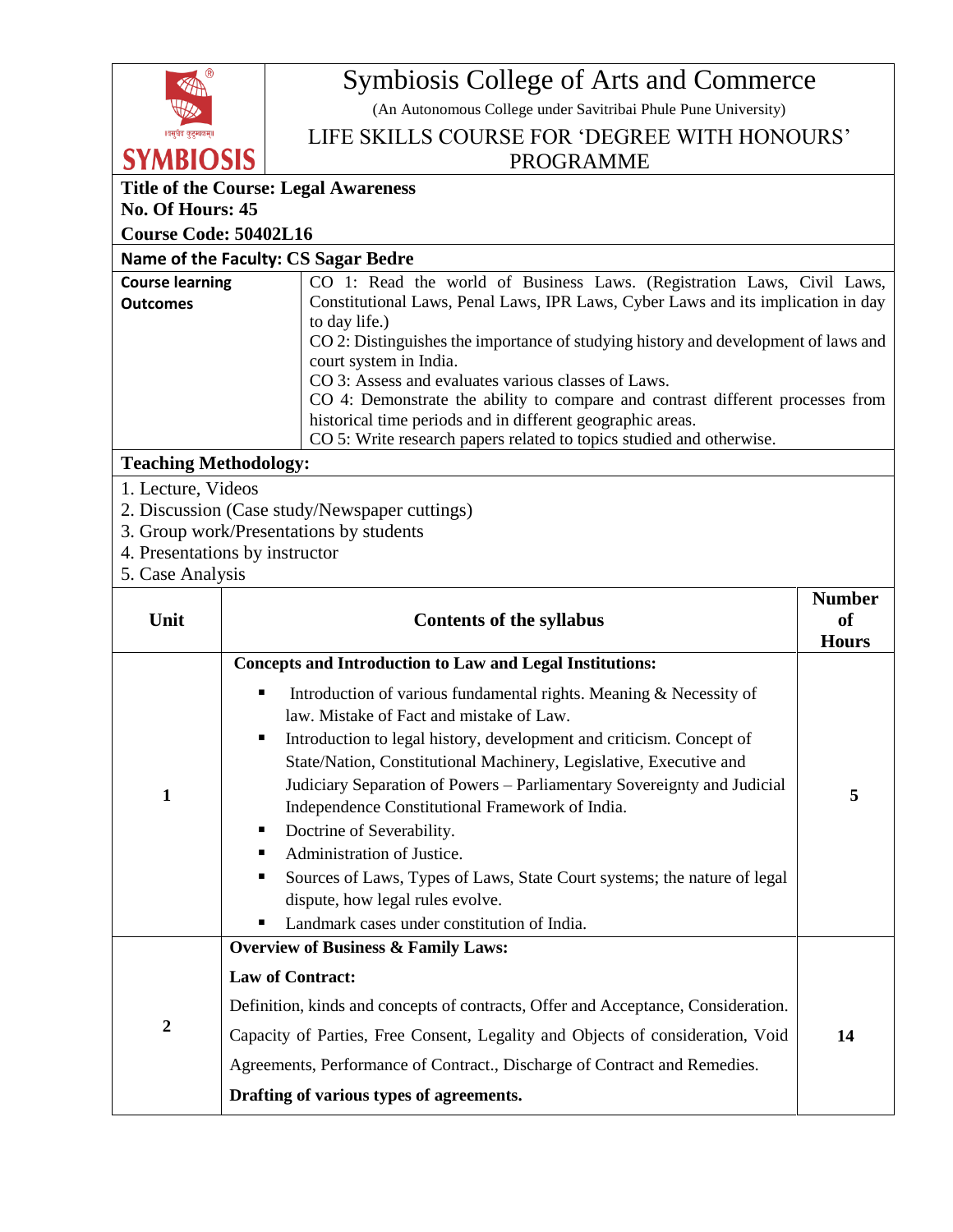# Symbiosis College of Arts and Commerce

(An Autonomous College under Savitribai Phule Pune University)

## LIFE SKILLS COURSE FOR 'DEGREE WITH HONOURS' PROGRAMME

**Title of the Course: Legal Awareness**

**No. Of Hours: 45**

**Course Code: 50402L16**

**Name of the Faculty: CS Sagar Bedre**

| **Course learning Outcomes** | CO 1: Read the world of Business Laws. (Registration Laws, Civil Laws, Constitutional Laws, Penal Laws, IPR Laws, Cyber Laws and its implication in day to day life.)<br>CO 2: Distinguishes the importance of studying history and development of laws and court system in India.<br>CO 3: Assess and evaluates various classes of Laws.<br>CO 4: Demonstrate the ability to compare and contrast different processes from historical time periods and in different geographic areas.<br>CO 5: Write research papers related to topics studied and otherwise. |
|---|---|

**Teaching Methodology:**

1. Lecture, Videos
2. Discussion (Case study/Newspaper cuttings)
3. Group work/Presentations by students
4. Presentations by instructor
5. Case Analysis

| Unit | Contents of the syllabus | Number of Hours |
|---|---|---|
| 1 | **Concepts and Introduction to Law and Legal Institutions:**<br>▪ Introduction of various fundamental rights. Meaning & Necessity of law. Mistake of Fact and mistake of Law.<br>▪ Introduction to legal history, development and criticism. Concept of State/Nation, Constitutional Machinery, Legislative, Executive and Judiciary Separation of Powers – Parliamentary Sovereignty and Judicial Independence Constitutional Framework of India.<br>▪ Doctrine of Severability.<br>▪ Administration of Justice.<br>▪ Sources of Laws, Types of Laws, State Court systems; the nature of legal dispute, how legal rules evolve.<br>▪ Landmark cases under constitution of India. | 5 |
| 2 | **Overview of Business & Family Laws:**<br>**Law of Contract:**<br>Definition, kinds and concepts of contracts, Offer and Acceptance, Consideration. Capacity of Parties, Free Consent, Legality and Objects of consideration, Void Agreements, Performance of Contract., Discharge of Contract and Remedies.<br>**Drafting of various types of agreements.** | 14 |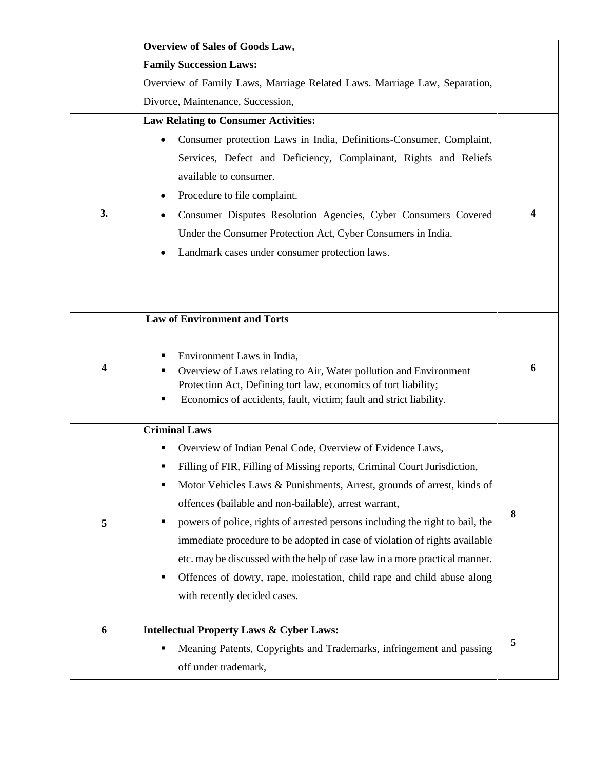| | | |
|---|---|---|
| | **Overview of Sales of Goods Law,**<br>**Family Succession Laws:**<br>Overview of Family Laws, Marriage Related Laws. Marriage Law, Separation, Divorce, Maintenance, Succession, | |
| 3. | **Law Relating to Consumer Activities:**<br>• Consumer protection Laws in India, Definitions-Consumer, Complaint, Services, Defect and Deficiency, Complainant, Rights and Reliefs available to consumer.<br>• Procedure to file complaint.<br>• Consumer Disputes Resolution Agencies, Cyber Consumers Covered Under the Consumer Protection Act, Cyber Consumers in India.<br>• Landmark cases under consumer protection laws. | 4 |
| 4 | **Law of Environment and Torts**<br>▪ Environment Laws in India,<br>▪ Overview of Laws relating to Air, Water pollution and Environment Protection Act, Defining tort law, economics of tort liability;<br>▪ Economics of accidents, fault, victim; fault and strict liability. | 6 |
| 5 | **Criminal Laws**<br>▪ Overview of Indian Penal Code, Overview of Evidence Laws,<br>▪ Filling of FIR, Filling of Missing reports, Criminal Court Jurisdiction,<br>▪ Motor Vehicles Laws & Punishments, Arrest, grounds of arrest, kinds of offences (bailable and non-bailable), arrest warrant,<br>▪ powers of police, rights of arrested persons including the right to bail, the immediate procedure to be adopted in case of violation of rights available etc. may be discussed with the help of case law in a more practical manner.<br>▪ Offences of dowry, rape, molestation, child rape and child abuse along with recently decided cases. | 8 |
| 6 | **Intellectual Property Laws & Cyber Laws:**<br>▪ Meaning Patents, Copyrights and Trademarks, infringement and passing off under trademark, | 5 |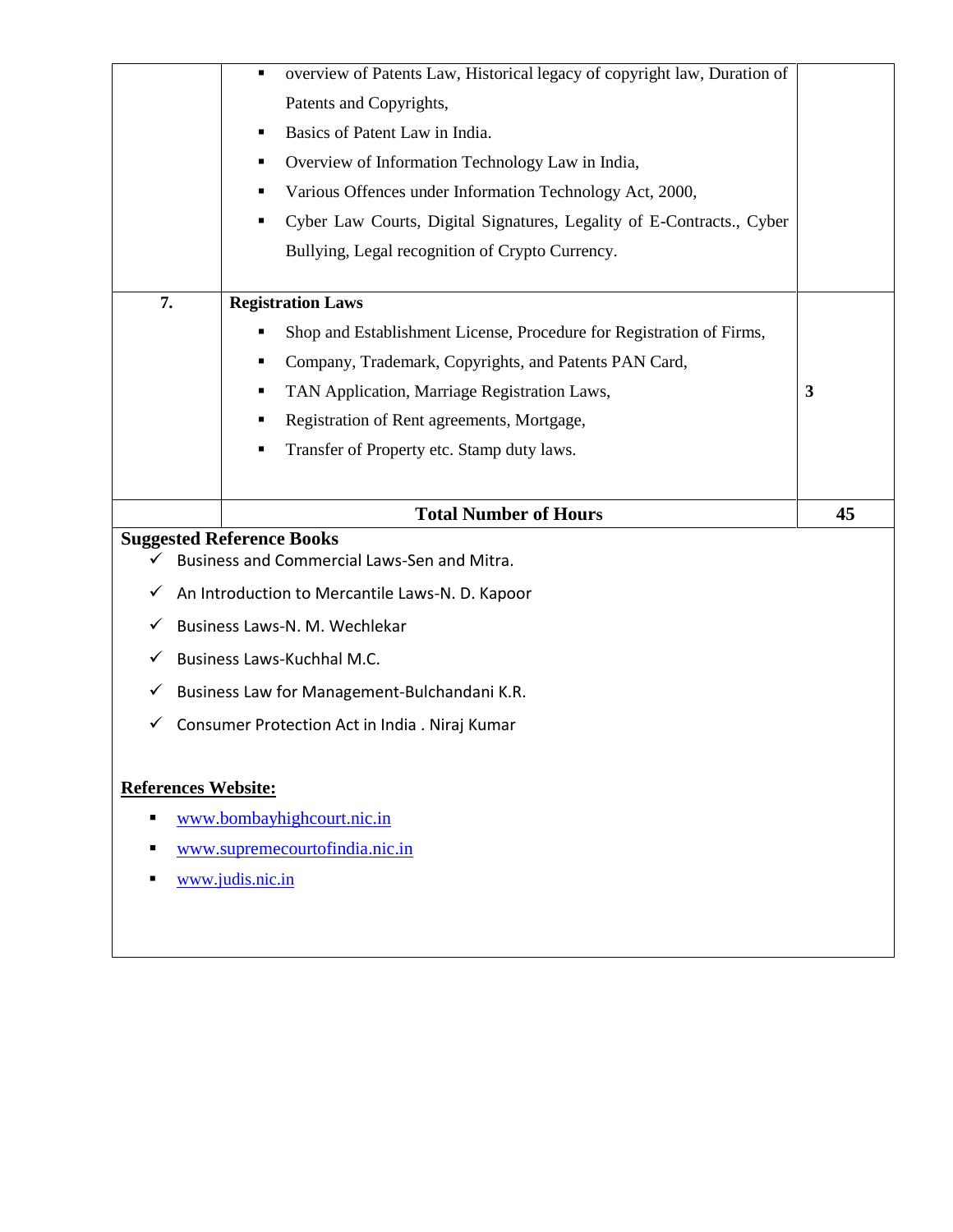| | | |
|---|---|---|
| | ▪ overview of Patents Law, Historical legacy of copyright law, Duration of Patents and Copyrights,<br>▪ Basics of Patent Law in India.<br>▪ Overview of Information Technology Law in India,<br>▪ Various Offences under Information Technology Act, 2000,<br>▪ Cyber Law Courts, Digital Signatures, Legality of E-Contracts., Cyber Bullying, Legal recognition of Crypto Currency. | |
| 7. | **Registration Laws**<br>▪ Shop and Establishment License, Procedure for Registration of Firms,<br>▪ Company, Trademark, Copyrights, and Patents PAN Card,<br>▪ TAN Application, Marriage Registration Laws,<br>▪ Registration of Rent agreements, Mortgage,<br>▪ Transfer of Property etc. Stamp duty laws. | **3** |
| | **Total Number of Hours** | **45** |

**Suggested Reference Books**

- ✓ Business and Commercial Laws-Sen and Mitra.
- ✓ An Introduction to Mercantile Laws-N. D. Kapoor
- ✓ Business Laws-N. M. Wechlekar
- ✓ Business Laws-Kuchhal M.C.
- ✓ Business Law for Management-Bulchandani K.R.
- ✓ Consumer Protection Act in India . Niraj Kumar

**References Website:**

- www.bombayhighcourt.nic.in
- www.supremecourtofindia.nic.in
- www.judis.nic.in